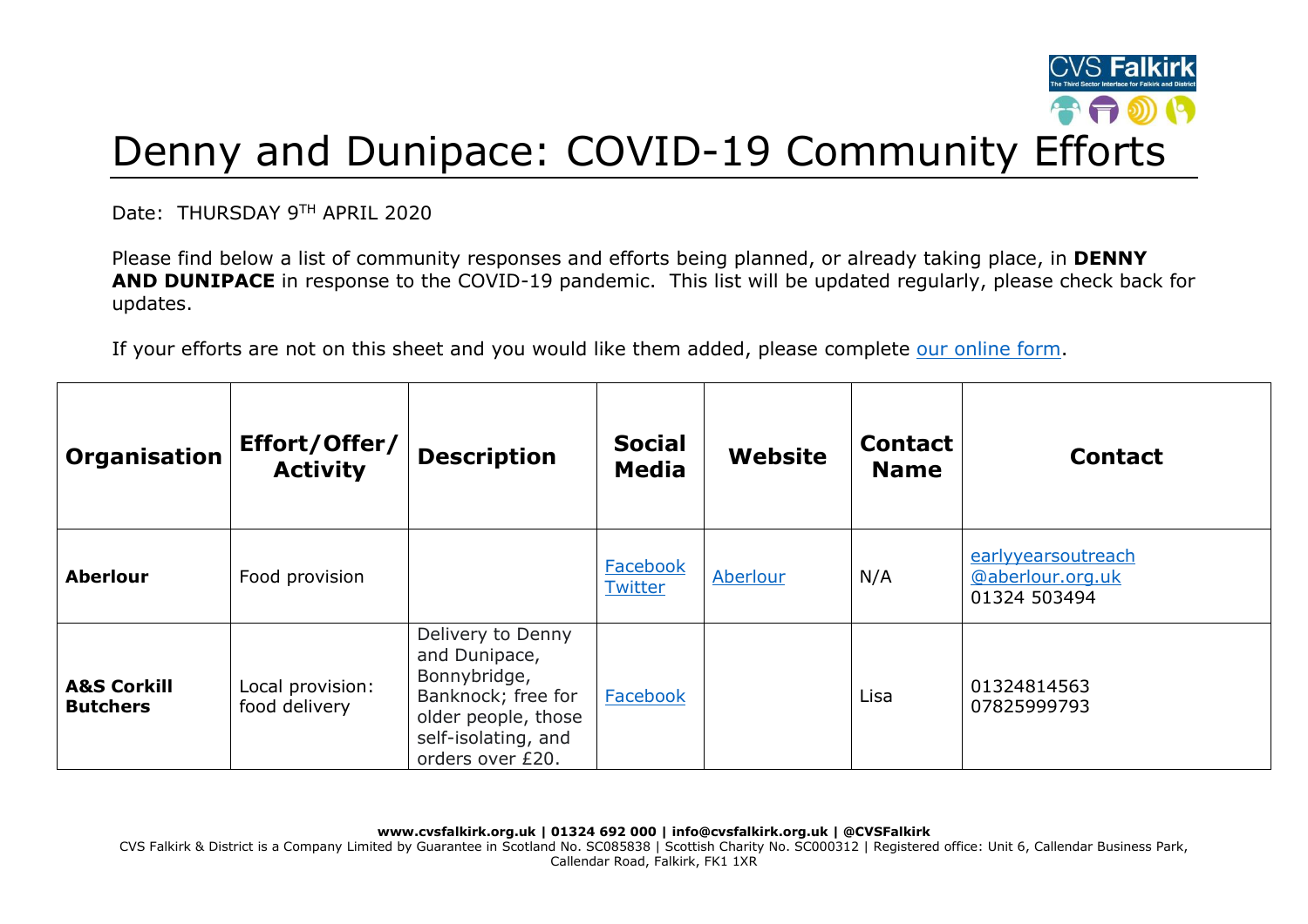# Denny and Dunipace: COVID-19 Community Efforts

Date: THURSDAY 9TH APRIL 2020

Please find below a list of community responses and efforts being planned, or already taking place, in **DENNY AND DUNIPACE** in response to the COVID-19 pandemic. This list will be updated regularly, please check back for updates.

If your efforts are not on this sheet and you would like them added, please complete our online form.

| Organisation | Effort/Offer/Activity | Description | Social Media | Website | Contact Name | Contact |
|---|---|---|---|---|---|---|
| **Aberlour** | Food provision | | Facebook Twitter | Aberlour | N/A | earlyyearsoutreach@aberlour.org.uk 01324 503494 |
| **A&S Corkill Butchers** | Local provision: food delivery | Delivery to Denny and Dunipace, Bonnybridge, Banknock; free for older people, those self-isolating, and orders over £20. | Facebook | | Lisa | 01324814563 07825999793 |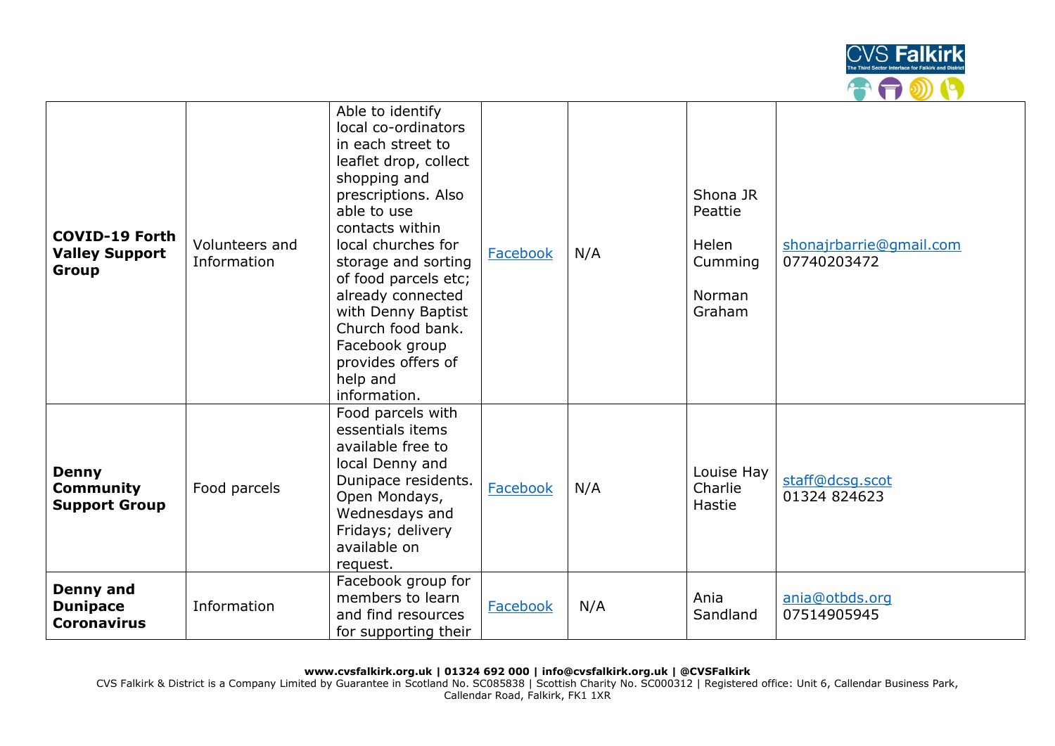| | | | | | | |
|---|---|---|---|---|---|---|
| **COVID-19 Forth Valley Support Group** | Volunteers and Information | Able to identify local co-ordinators in each street to leaflet drop, collect shopping and prescriptions. Also able to use contacts within local churches for storage and sorting of food parcels etc; already connected with Denny Baptist Church food bank. Facebook group provides offers of help and information. | [Facebook]() | N/A | Shona JR Peattie<br><br>Helen Cumming<br><br>Norman Graham | shonajrbarrie@gmail.com<br>07740203472 |
| **Denny Community Support Group** | Food parcels | Food parcels with essentials items available free to local Denny and Dunipace residents. Open Mondays, Wednesdays and Fridays; delivery available on request. | [Facebook]() | N/A | Louise Hay<br>Charlie Hastie | staff@dcsg.scot<br>01324 824623 |
| **Denny and Dunipace Coronavirus** | Information | Facebook group for members to learn and find resources for supporting their | [Facebook]() | N/A | Ania Sandland | ania@otbds.org<br>07514905945 |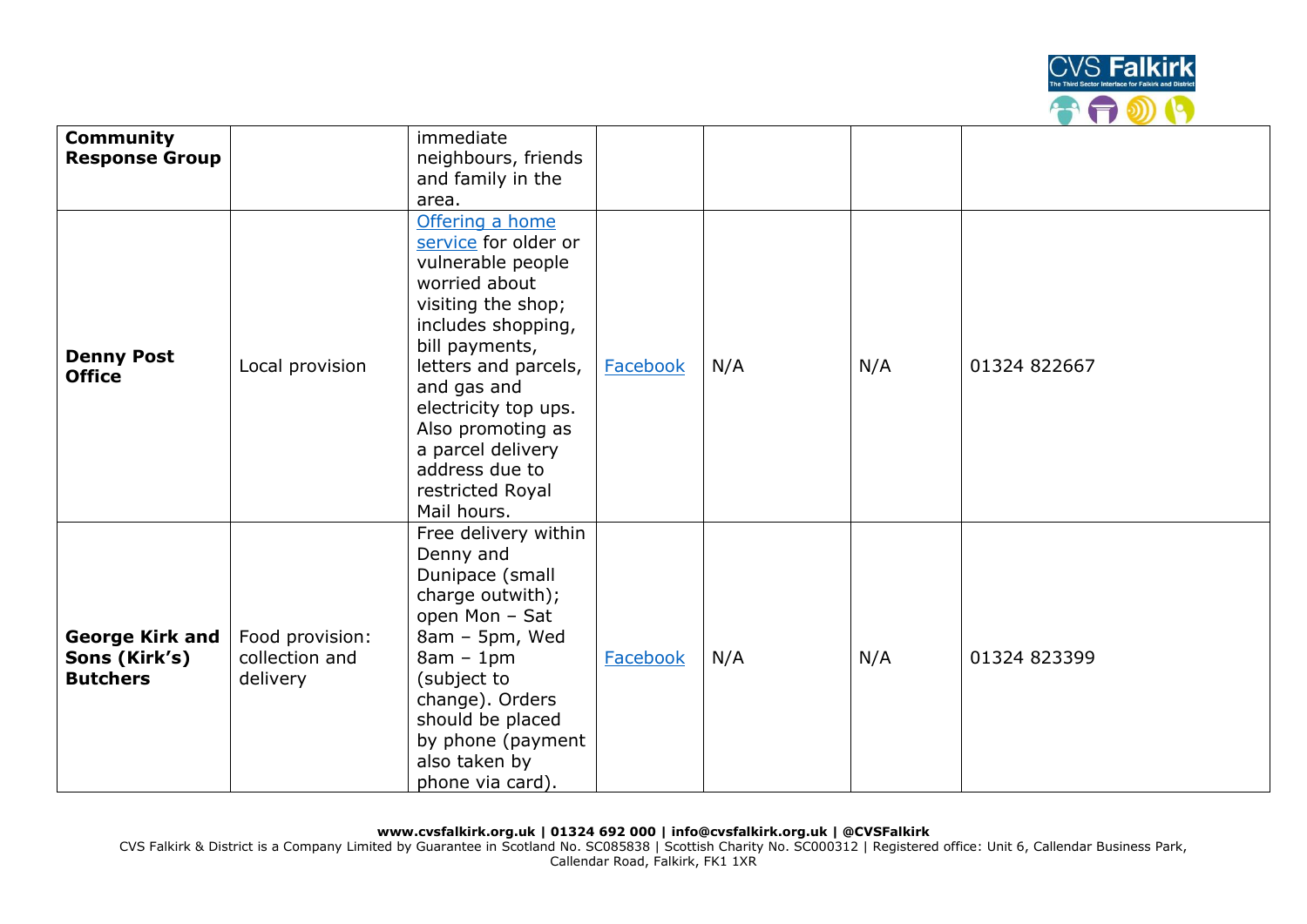| | | | | | | |
|---|---|---|---|---|---|---|
| **Community Response Group** | | immediate neighbours, friends and family in the area. | | | | |
| **Denny Post Office** | Local provision | Offering a home service for older or vulnerable people worried about visiting the shop; includes shopping, bill payments, letters and parcels, and gas and electricity top ups. Also promoting as a parcel delivery address due to restricted Royal Mail hours. | Facebook | N/A | N/A | 01324 822667 |
| **George Kirk and Sons (Kirk's) Butchers** | Food provision: collection and delivery | Free delivery within Denny and Dunipace (small charge outwith); open Mon – Sat 8am – 5pm, Wed 8am – 1pm (subject to change). Orders should be placed by phone (payment also taken by phone via card). | Facebook | N/A | N/A | 01324 823399 |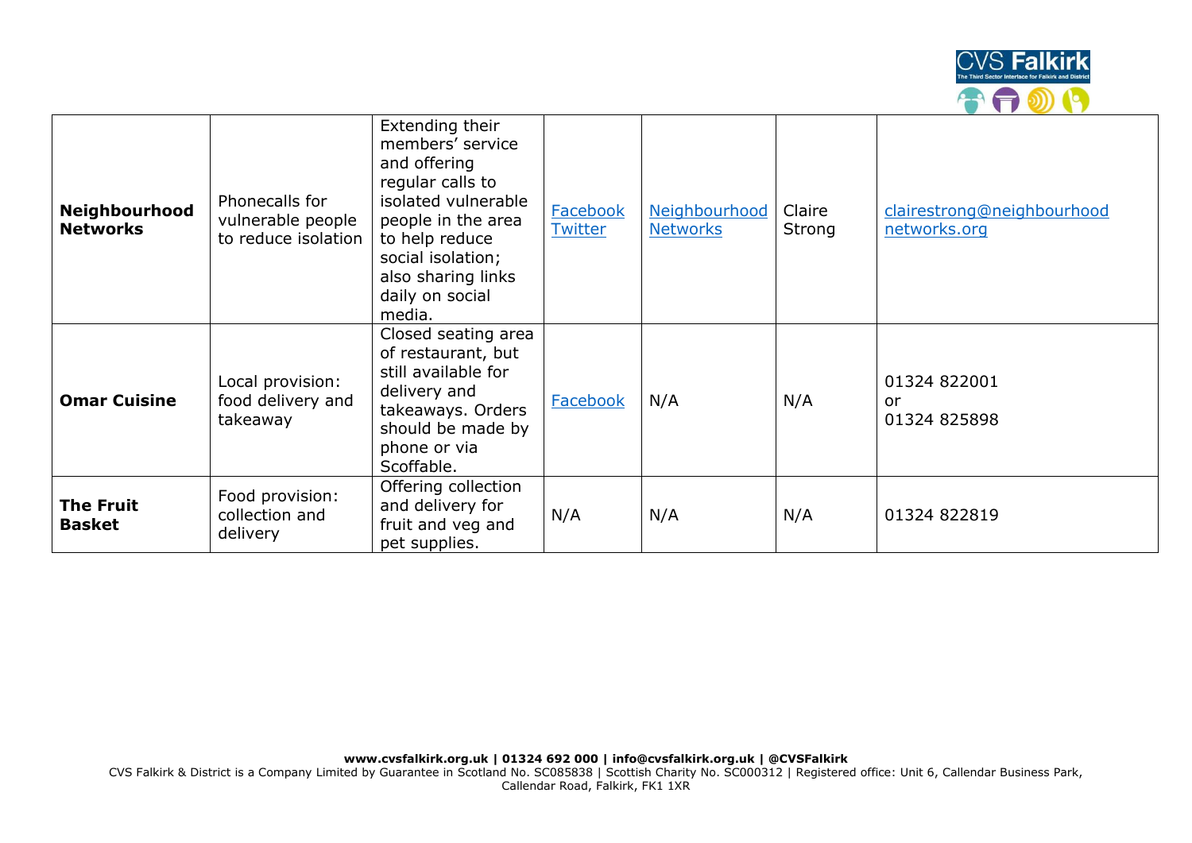| | | | | | | |
|---|---|---|---|---|---|---|
| **Neighbourhood Networks** | Phonecalls for vulnerable people to reduce isolation | Extending their members' service and offering regular calls to isolated vulnerable people in the area to help reduce social isolation; also sharing links daily on social media. | Facebook Twitter | Neighbourhood Networks | Claire Strong | clairestrong@neighbourhoodnetworks.org |
| **Omar Cuisine** | Local provision: food delivery and takeaway | Closed seating area of restaurant, but still available for delivery and takeaways. Orders should be made by phone or via Scoffable. | Facebook | N/A | N/A | 01324 822001 or 01324 825898 |
| **The Fruit Basket** | Food provision: collection and delivery | Offering collection and delivery for fruit and veg and pet supplies. | N/A | N/A | N/A | 01324 822819 |